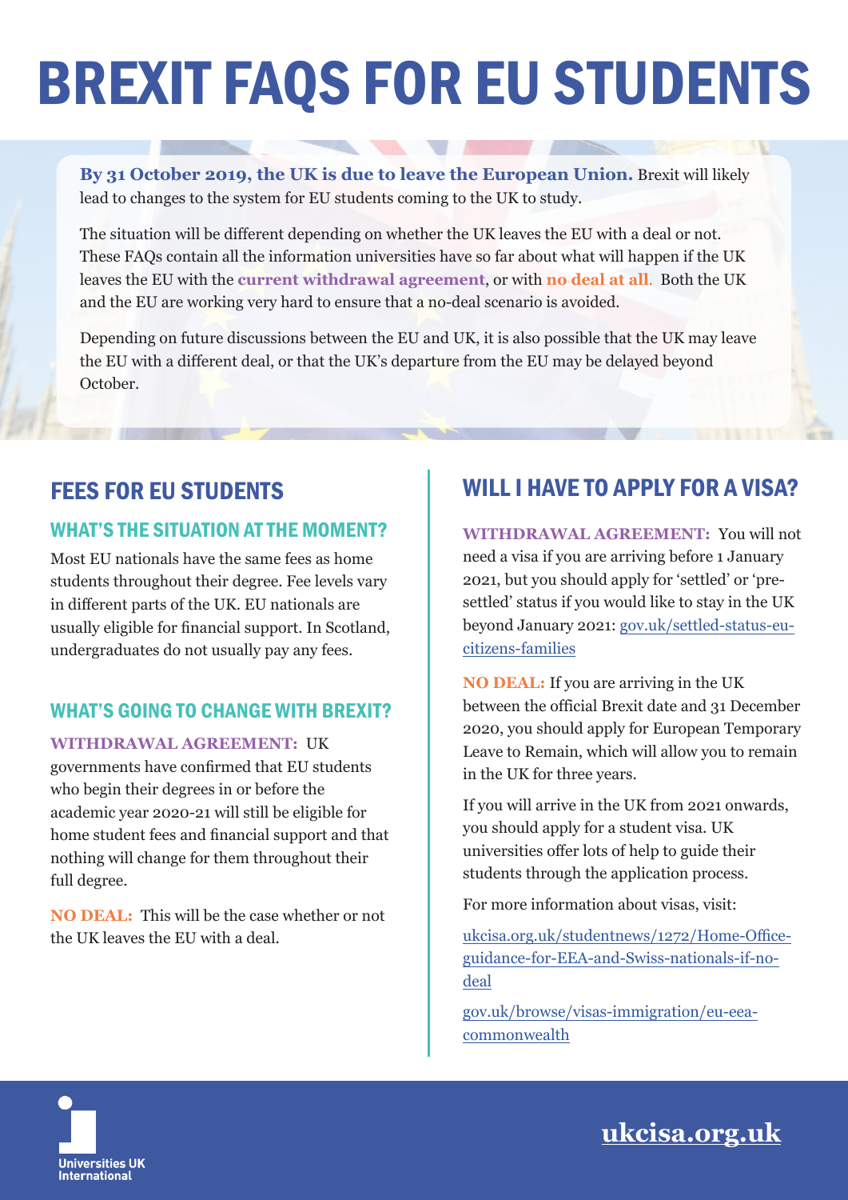# BREXIT FAQS FOR EU STUDENTS

**By 31 October 2019, the UK is due to leave the European Union.** Brexit will likely lead to changes to the system for EU students coming to the UK to study.

The situation will be different depending on whether the UK leaves the EU with a deal or not. These FAQs contain all the information universities have so far about what will happen if the UK leaves the EU with the **current withdrawal agreement**, or with **no deal at all**. Both the UK and the EU are working very hard to ensure that a no-deal scenario is avoided.

Depending on future discussions between the EU and UK, it is also possible that the UK may leave the EU with a different deal, or that the UK's departure from the EU may be delayed beyond October.

## FEES FOR EU STUDENTS

### WHAT'S THE SITUATION AT THE MOMENT?

Most EU nationals have the same fees as home students throughout their degree. Fee levels vary in different parts of the UK. EU nationals are usually eligible for financial support. In Scotland, undergraduates do not usually pay any fees.

### WHAT'S GOING TO CHANGE WITH BREXIT?

**WITHDRAWAL AGREEMENT:** UK governments have confirmed that EU students who begin their degrees in or before the academic year 2020-21 will still be eligible for home student fees and financial support and that nothing will change for them throughout their full degree.

**NO DEAL:** This will be the case whether or not the UK leaves the EU with a deal.

## WILL I HAVE TO APPLY FOR A VISA?

**WITHDRAWAL AGREEMENT:** You will not need a visa if you are arriving before 1 January 2021, but you should apply for 'settled' or 'pre-settled' status if you would like to stay in the UK beyond January 2021: gov.uk/settled-status-eu-citizens-families

**NO DEAL:** If you are arriving in the UK between the official Brexit date and 31 December 2020, you should apply for European Temporary Leave to Remain, which will allow you to remain in the UK for three years.

If you will arrive in the UK from 2021 onwards, you should apply for a student visa. UK universities offer lots of help to guide their students through the application process.

For more information about visas, visit:

ukcisa.org.uk/studentnews/1272/Home-Office-guidance-for-EEA-and-Swiss-nationals-if-no-deal

gov.uk/browse/visas-immigration/eu-eea-commonwealth

Universities UK International

ukcisa.org.uk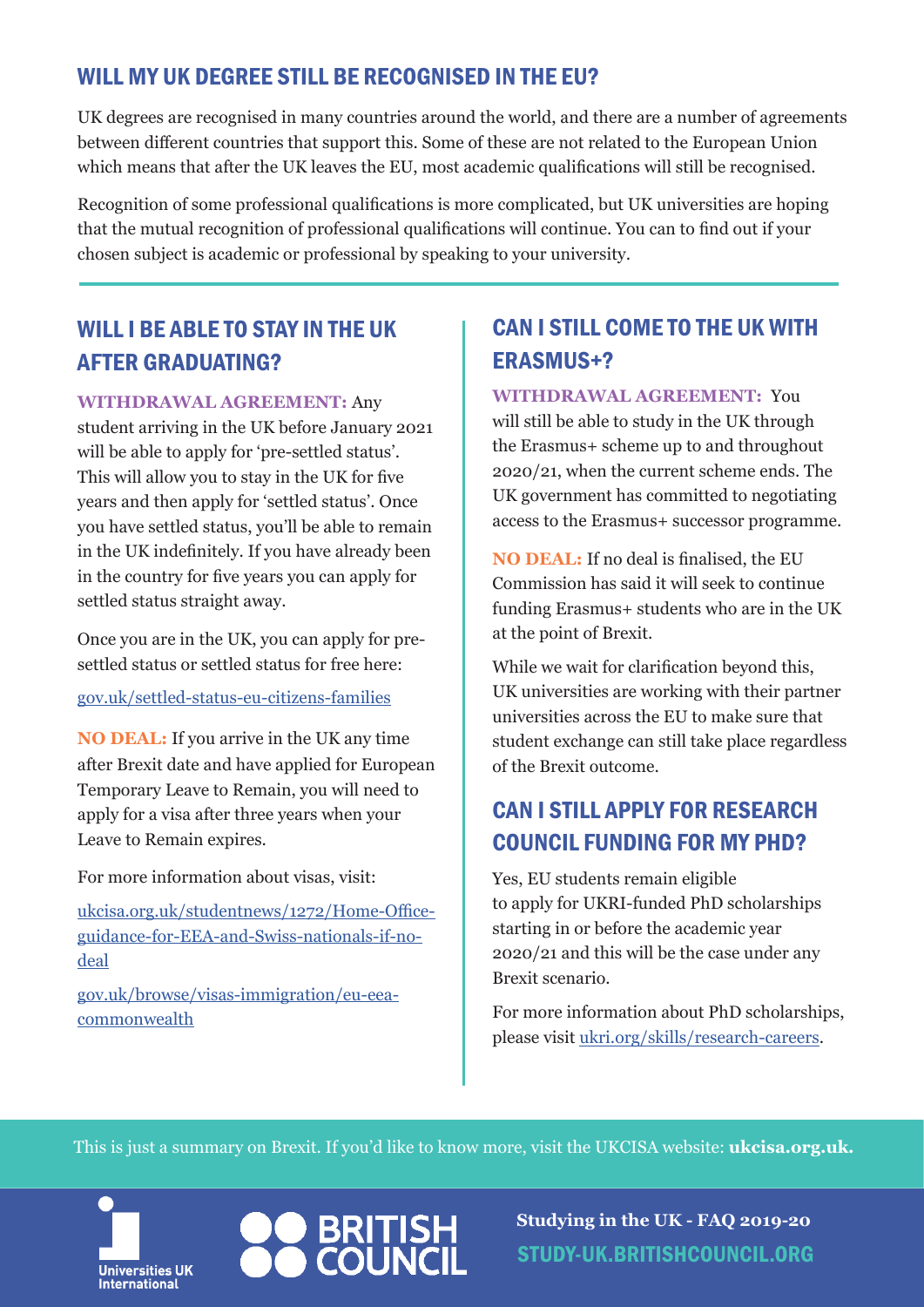## WILL MY UK DEGREE STILL BE RECOGNISED IN THE EU?

UK degrees are recognised in many countries around the world, and there are a number of agreements between different countries that support this. Some of these are not related to the European Union which means that after the UK leaves the EU, most academic qualifications will still be recognised.

Recognition of some professional qualifications is more complicated, but UK universities are hoping that the mutual recognition of professional qualifications will continue. You can to find out if your chosen subject is academic or professional by speaking to your university.

## WILL I BE ABLE TO STAY IN THE UK AFTER GRADUATING?

**WITHDRAWAL AGREEMENT:** Any student arriving in the UK before January 2021 will be able to apply for 'pre-settled status'. This will allow you to stay in the UK for five years and then apply for 'settled status'. Once you have settled status, you'll be able to remain in the UK indefinitely. If you have already been in the country for five years you can apply for settled status straight away.

Once you are in the UK, you can apply for pre-settled status or settled status for free here:

gov.uk/settled-status-eu-citizens-families

**NO DEAL:** If you arrive in the UK any time after Brexit date and have applied for European Temporary Leave to Remain, you will need to apply for a visa after three years when your Leave to Remain expires.

For more information about visas, visit:

ukcisa.org.uk/studentnews/1272/Home-Office-guidance-for-EEA-and-Swiss-nationals-if-no-deal

gov.uk/browse/visas-immigration/eu-eea-commonwealth

## CAN I STILL COME TO THE UK WITH ERASMUS+?

**WITHDRAWAL AGREEMENT:** You will still be able to study in the UK through the Erasmus+ scheme up to and throughout 2020/21, when the current scheme ends. The UK government has committed to negotiating access to the Erasmus+ successor programme.

**NO DEAL:** If no deal is finalised, the EU Commission has said it will seek to continue funding Erasmus+ students who are in the UK at the point of Brexit.

While we wait for clarification beyond this, UK universities are working with their partner universities across the EU to make sure that student exchange can still take place regardless of the Brexit outcome.

## CAN I STILL APPLY FOR RESEARCH COUNCIL FUNDING FOR MY PHD?

Yes, EU students remain eligible to apply for UKRI-funded PhD scholarships starting in or before the academic year 2020/21 and this will be the case under any Brexit scenario.

For more information about PhD scholarships, please visit ukri.org/skills/research-careers.

This is just a summary on Brexit. If you'd like to know more, visit the UKCISA website: **ukcisa.org.uk.**

Universities UK International

BRITISH COUNCIL

**Studying in the UK - FAQ 2019-20**

STUDY-UK.BRITISHCOUNCIL.ORG